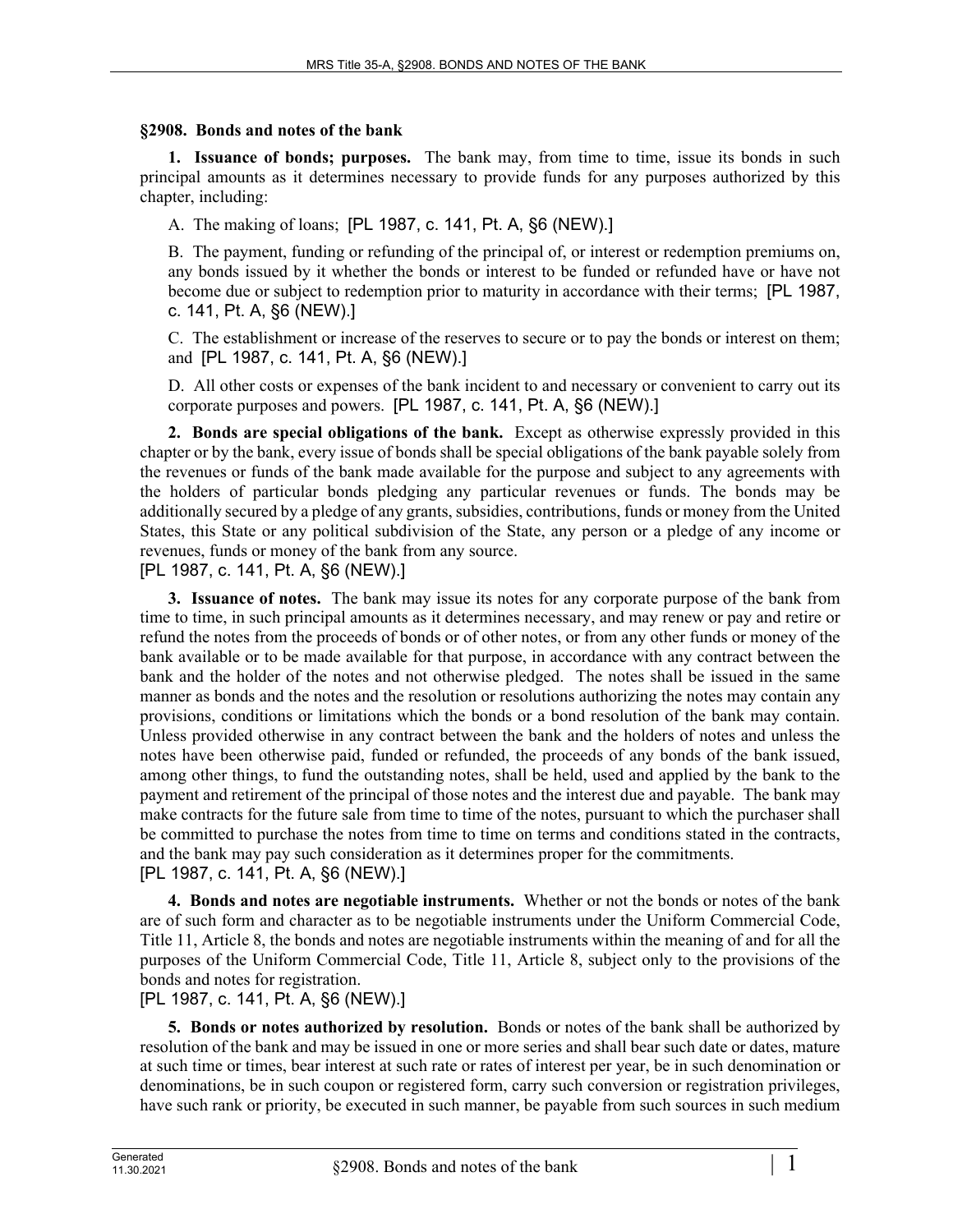## §2908. Bonds and notes of the bank

**1. Issuance of bonds; purposes.** The bank may, from time to time, issue its bonds in such principal amounts as it determines necessary to provide funds for any purposes authorized by this chapter, including:

A. The making of loans; [PL 1987, c. 141, Pt. A, §6 (NEW).]

B. The payment, funding or refunding of the principal of, or interest or redemption premiums on, any bonds issued by it whether the bonds or interest to be funded or refunded have or have not become due or subject to redemption prior to maturity in accordance with their terms; [PL 1987, c. 141, Pt. A, §6 (NEW).]

C. The establishment or increase of the reserves to secure or to pay the bonds or interest on them; and [PL 1987, c. 141, Pt. A, §6 (NEW).]

D. All other costs or expenses of the bank incident to and necessary or convenient to carry out its corporate purposes and powers. [PL 1987, c. 141, Pt. A, §6 (NEW).]

**2. Bonds are special obligations of the bank.** Except as otherwise expressly provided in this chapter or by the bank, every issue of bonds shall be special obligations of the bank payable solely from the revenues or funds of the bank made available for the purpose and subject to any agreements with the holders of particular bonds pledging any particular revenues or funds. The bonds may be additionally secured by a pledge of any grants, subsidies, contributions, funds or money from the United States, this State or any political subdivision of the State, any person or a pledge of any income or revenues, funds or money of the bank from any source.
[PL 1987, c. 141, Pt. A, §6 (NEW).]

**3. Issuance of notes.** The bank may issue its notes for any corporate purpose of the bank from time to time, in such principal amounts as it determines necessary, and may renew or pay and retire or refund the notes from the proceeds of bonds or of other notes, or from any other funds or money of the bank available or to be made available for that purpose, in accordance with any contract between the bank and the holder of the notes and not otherwise pledged. The notes shall be issued in the same manner as bonds and the notes and the resolution or resolutions authorizing the notes may contain any provisions, conditions or limitations which the bonds or a bond resolution of the bank may contain. Unless provided otherwise in any contract between the bank and the holders of notes and unless the notes have been otherwise paid, funded or refunded, the proceeds of any bonds of the bank issued, among other things, to fund the outstanding notes, shall be held, used and applied by the bank to the payment and retirement of the principal of those notes and the interest due and payable. The bank may make contracts for the future sale from time to time of the notes, pursuant to which the purchaser shall be committed to purchase the notes from time to time on terms and conditions stated in the contracts, and the bank may pay such consideration as it determines proper for the commitments.
[PL 1987, c. 141, Pt. A, §6 (NEW).]

**4. Bonds and notes are negotiable instruments.** Whether or not the bonds or notes of the bank are of such form and character as to be negotiable instruments under the Uniform Commercial Code, Title 11, Article 8, the bonds and notes are negotiable instruments within the meaning of and for all the purposes of the Uniform Commercial Code, Title 11, Article 8, subject only to the provisions of the bonds and notes for registration.
[PL 1987, c. 141, Pt. A, §6 (NEW).]

**5. Bonds or notes authorized by resolution.** Bonds or notes of the bank shall be authorized by resolution of the bank and may be issued in one or more series and shall bear such date or dates, mature at such time or times, bear interest at such rate or rates of interest per year, be in such denomination or denominations, be in such coupon or registered form, carry such conversion or registration privileges, have such rank or priority, be executed in such manner, be payable from such sources in such medium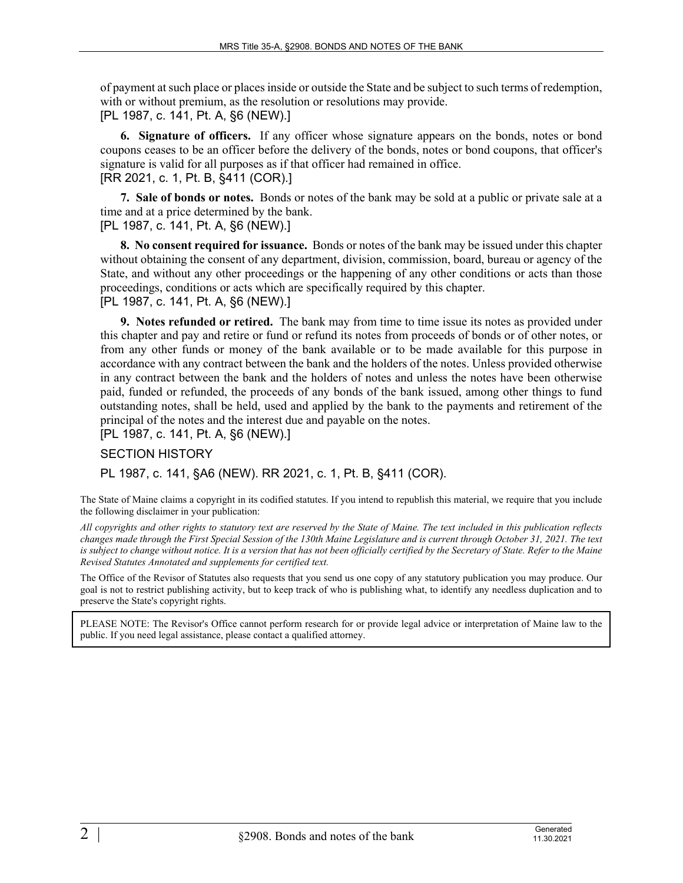of payment at such place or places inside or outside the State and be subject to such terms of redemption, with or without premium, as the resolution or resolutions may provide.
[PL 1987, c. 141, Pt. A, §6 (NEW).]

**6. Signature of officers.** If any officer whose signature appears on the bonds, notes or bond coupons ceases to be an officer before the delivery of the bonds, notes or bond coupons, that officer's signature is valid for all purposes as if that officer had remained in office.
[RR 2021, c. 1, Pt. B, §411 (COR).]

**7. Sale of bonds or notes.** Bonds or notes of the bank may be sold at a public or private sale at a time and at a price determined by the bank.
[PL 1987, c. 141, Pt. A, §6 (NEW).]

**8. No consent required for issuance.** Bonds or notes of the bank may be issued under this chapter without obtaining the consent of any department, division, commission, board, bureau or agency of the State, and without any other proceedings or the happening of any other conditions or acts than those proceedings, conditions or acts which are specifically required by this chapter.
[PL 1987, c. 141, Pt. A, §6 (NEW).]

**9. Notes refunded or retired.** The bank may from time to time issue its notes as provided under this chapter and pay and retire or fund or refund its notes from proceeds of bonds or of other notes, or from any other funds or money of the bank available or to be made available for this purpose in accordance with any contract between the bank and the holders of the notes. Unless provided otherwise in any contract between the bank and the holders of notes and unless the notes have been otherwise paid, funded or refunded, the proceeds of any bonds of the bank issued, among other things to fund outstanding notes, shall be held, used and applied by the bank to the payments and retirement of the principal of the notes and the interest due and payable on the notes.
[PL 1987, c. 141, Pt. A, §6 (NEW).]

SECTION HISTORY

PL 1987, c. 141, §A6 (NEW). RR 2021, c. 1, Pt. B, §411 (COR).

The State of Maine claims a copyright in its codified statutes. If you intend to republish this material, we require that you include the following disclaimer in your publication:

*All copyrights and other rights to statutory text are reserved by the State of Maine. The text included in this publication reflects changes made through the First Special Session of the 130th Maine Legislature and is current through October 31, 2021. The text is subject to change without notice. It is a version that has not been officially certified by the Secretary of State. Refer to the Maine Revised Statutes Annotated and supplements for certified text.*

The Office of the Revisor of Statutes also requests that you send us one copy of any statutory publication you may produce. Our goal is not to restrict publishing activity, but to keep track of who is publishing what, to identify any needless duplication and to preserve the State's copyright rights.

PLEASE NOTE: The Revisor's Office cannot perform research for or provide legal advice or interpretation of Maine law to the public. If you need legal assistance, please contact a qualified attorney.